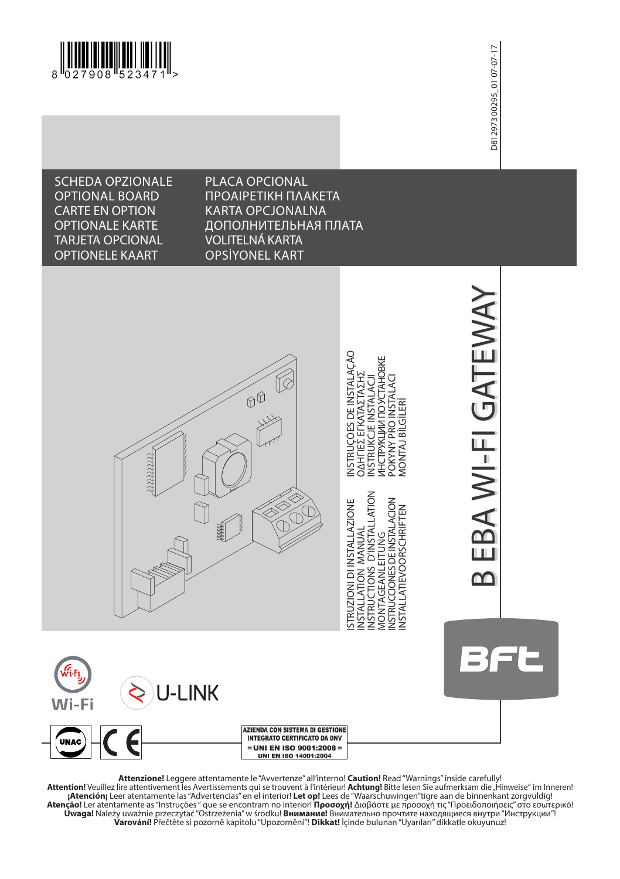8 027908 523471 >

D812973 00295_01 07-07-17

SCHEDA OPZIONALE
OPTIONAL BOARD
CARTE EN OPTION
OPTIONALE KARTE
TARJETA OPCIONAL
OPTIONELE KAART

PLACA OPCIONAL
ΠΡΟΑΙΡΕΤΙΚΗ ΠΛΑΚΕΤΑ
KARTA OPCJONALNA
ДОПОЛНИТЕЛЬНАЯ ПЛАТА
VOLITELNÁ KARTA
OPSİYONEL KART

ISTRUZIONI DI INSTALLAZIONE
INSTALLATION MANUAL
INSTRUCTIONS D'INSTALLATION
MONTAGEANLEITUNG
INSTRUCCIONES DE INSTALACION
INSTALLATIEVOORSCHRIFTEN

INSTRUÇÕES DE INSTALAÇÃO
ΟΔΗΓΙΕΣ ΕΓΚΑΤΑΣΤΑΣΗΣ
INSTRUKCJE INSTALACJI
ИНСТРУКЦИИ ПО УСТАНОВКЕ
POKYNY PRO INSTALACI
MONTAJ BİLGİLERİ

# B EBA WI-FI GATEWAY

BFT

Wi-Fi

U-LINK

UNAC CE

AZIENDA CON SISTEMA DI GESTIONE INTEGRATO CERTIFICATO DA DNV
= UNI EN ISO 9001:2008 =
UNI EN ISO 14001:2004

**Attenzione!** Leggere attentamente le "Avvertenze" all'interno! **Caution!** Read "Warnings" inside carefully!
**Attention!** Veuillez lire attentivement les Avertissements qui se trouvent à l'intérieur! **Achtung!** Bitte lesen Sie aufmerksam die „Hinweise" im Inneren!
**¡Atención¡** Leer atentamente las "Advertencias" en el interior! **Let op!** Lees de "Waarschuwingen"tigre aan de binnenkant zorgvuldig!
**Atenção!** Ler atentamente as "Instruções " que se encontram no interior! **Προσοχή!** Διαβάστε με προσοχή τις "Προειδοποιήσεις" στο εσωτερικό!
**Uwaga!** Należy uważnie przeczytać "Ostrzeżenia" w środku! **Внимание!** Внимательно прочтите находящиеся внутри "Инструкции"!
**Varování!** Přečtěte si pozorně kapitolu "Upozornění"! **Dikkat!** İçinde bulunan "Uyarıları" dikkatle okuyunuz!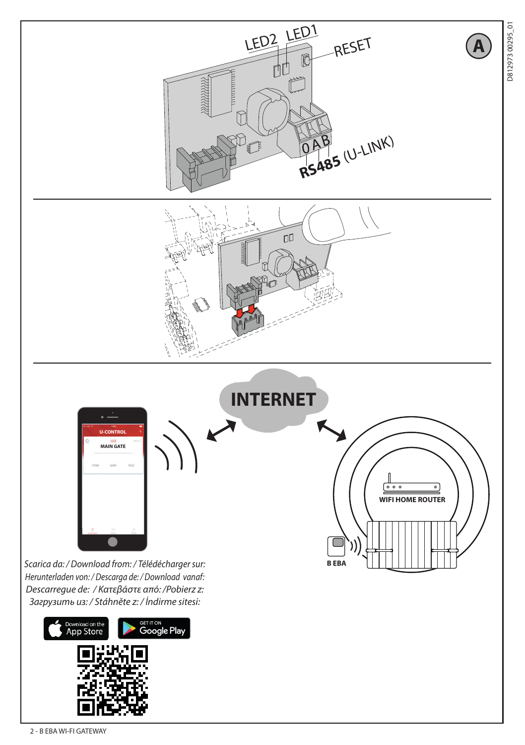A

LED2 LED1 RESET

0 A B

RS485 (U-LINK)

INTERNET

U-CONTROL

MAIN GATE

close open stop

WIFI HOME ROUTER

B EBA

*Scarica da: / Download from: / Télédécharger sur: Herunterladen von: / Descarga de: / Download vanaf: Descarregue de: / Κατεβάστε από: /Pobierz z: Загрузить из: / Stáhněte z: / İndirme sitesi:*

Download on the App Store

GET IT ON Google Play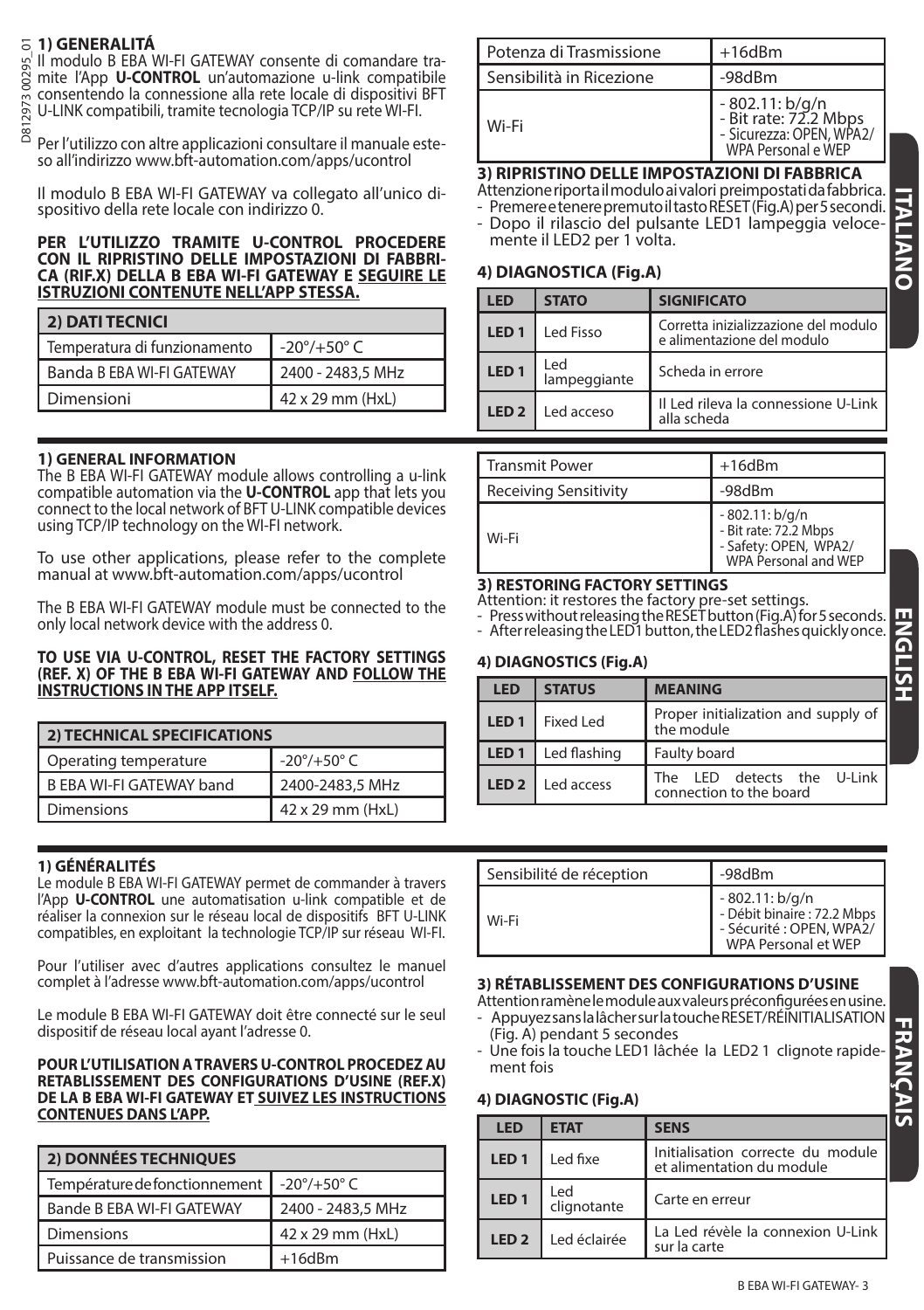## 1) GENERALITÁ

Il modulo B EBA WI-FI GATEWAY consente di comandare tramite l'App **U-CONTROL** un'automazione u-link compatibile consentendo la connessione alla rete locale di dispositivi BFT U-LINK compatibili, tramite tecnologia TCP/IP su rete WI-FI.

Per l'utilizzo con altre applicazioni consultare il manuale esteso all'indirizzo www.bft-automation.com/apps/ucontrol

Il modulo B EBA WI-FI GATEWAY va collegato all'unico dispositivo della rete locale con indirizzo 0.

**PER L'UTILIZZO TRAMITE U-CONTROL PROCEDERE CON IL RIPRISTINO DELLE IMPOSTAZIONI DI FABBRICA (RIF.X) DELLA B EBA WI-FI GATEWAY E <u>SEGUIRE LE ISTRUZIONI CONTENUTE NELL'APP STESSA.</u>**

| 2) DATI TECNICI | |
|---|---|
| Temperatura di funzionamento | -20°/+50° C |
| Banda B EBA WI-FI GATEWAY | 2400 - 2483,5 MHz |
| Dimensioni | 42 x 29 mm (HxL) |
| Potenza di Trasmissione | +16dBm |
| Sensibilità in Ricezione | -98dBm |
| Wi-Fi | - 802.11: b/g/n<br>- Bit rate: 72.2 Mbps<br>- Sicurezza: OPEN, WPA2/ WPA Personal e WEP |

## 3) RIPRISTINO DELLE IMPOSTAZIONI DI FABBRICA

Attenzione riporta il modulo ai valori preimpostati da fabbrica.
- Premere e tenere premuto il tasto RESET (Fig.A) per 5 secondi.
- Dopo il rilascio del pulsante LED1 lampeggia velocemente il LED2 per 1 volta.

## 4) DIAGNOSTICA (Fig.A)

| LED | STATO | SIGNIFICATO |
|---|---|---|
| LED 1 | Led Fisso | Corretta inizializzazione del modulo e alimentazione del modulo |
| LED 1 | Led lampeggiante | Scheda in errore |
| LED 2 | Led acceso | Il Led rileva la connessione U-Link alla scheda |

## 1) GENERAL INFORMATION

The B EBA WI-FI GATEWAY module allows controlling a u-link compatible automation via the **U-CONTROL** app that lets you connect to the local network of BFT U-LINK compatible devices using TCP/IP technology on the WI-FI network.

To use other applications, please refer to the complete manual at www.bft-automation.com/apps/ucontrol

The B EBA WI-FI GATEWAY module must be connected to the only local network device with the address 0.

**TO USE VIA U-CONTROL, RESET THE FACTORY SETTINGS (REF. X) OF THE B EBA WI-FI GATEWAY AND <u>FOLLOW THE INSTRUCTIONS IN THE APP ITSELF.</u>**

| 2) TECHNICAL SPECIFICATIONS | |
|---|---|
| Operating temperature | -20°/+50° C |
| B EBA WI-FI GATEWAY band | 2400-2483,5 MHz |
| Dimensions | 42 x 29 mm (HxL) |
| Transmit Power | +16dBm |
| Receiving Sensitivity | -98dBm |
| Wi-Fi | - 802.11: b/g/n<br>- Bit rate: 72.2 Mbps<br>- Safety: OPEN, WPA2/ WPA Personal and WEP |

## 3) RESTORING FACTORY SETTINGS

Attention: it restores the factory pre-set settings.
- Press without releasing the RESET button (Fig.A) for 5 seconds.
- After releasing the LED1 button, the LED2 flashes quickly once.

## 4) DIAGNOSTICS (Fig.A)

| LED | STATUS | MEANING |
|---|---|---|
| LED 1 | Fixed Led | Proper initialization and supply of the module |
| LED 1 | Led flashing | Faulty board |
| LED 2 | Led access | The LED detects the U-Link connection to the board |

## 1) GÉNÉRALITÉS

Le module B EBA WI-FI GATEWAY permet de commander à travers l'App **U-CONTROL** une automatisation u-link compatible et de réaliser la connexion sur le réseau local de dispositifs BFT U-LINK compatibles, en exploitant la technologie TCP/IP sur réseau WI-FI.

Pour l'utiliser avec d'autres applications consultez le manuel complet à l'adresse www.bft-automation.com/apps/ucontrol

Le module B EBA WI-FI GATEWAY doit être connecté sur le seul dispositif de réseau local ayant l'adresse 0.

**POUR L'UTILISATION A TRAVERS U-CONTROL PROCEDEZ AU RETABLISSEMENT DES CONFIGURATIONS D'USINE (REF.X) DE LA B EBA WI-FI GATEWAY ET <u>SUIVEZ LES INSTRUCTIONS CONTENUES DANS L'APP.</u>**

| 2) DONNÉES TECHNIQUES | |
|---|---|
| Température de fonctionnement | -20°/+50° C |
| Bande B EBA WI-FI GATEWAY | 2400 - 2483,5 MHz |
| Dimensions | 42 x 29 mm (HxL) |
| Puissance de transmission | +16dBm |
| Sensibilité de réception | -98dBm |
| Wi-Fi | - 802.11: b/g/n<br>- Débit binaire : 72.2 Mbps<br>- Sécurité : OPEN, WPA2/ WPA Personal et WEP |

## 3) RÉTABLISSEMENT DES CONFIGURATIONS D'USINE

Attention ramène le module aux valeurs préconfigurées en usine.
- Appuyez sans la lâcher sur la touche RESET/RÉINITIALISATION (Fig. A) pendant 5 secondes
- Une fois la touche LED1 lâchée la LED2 1 clignote rapidement fois

## 4) DIAGNOSTIC (Fig.A)

| LED | ETAT | SENS |
|---|---|---|
| LED 1 | Led fixe | Initialisation correcte du module et alimentation du module |
| LED 1 | Led clignotante | Carte en erreur |
| LED 2 | Led éclairée | La Led révèle la connexion U-Link sur la carte |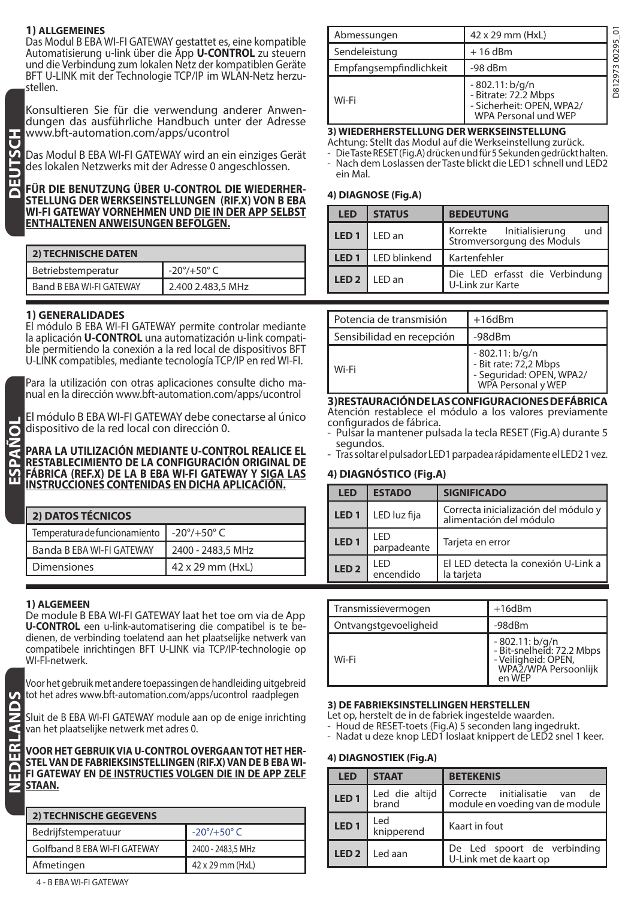## DEUTSCH

### 1) ALLGEMEINES

Das Modul B EBA WI-FI GATEWAY gestattet es, eine kompatible Automatisierung u-link über die App **U-CONTROL** zu steuern und die Verbindung zum lokalen Netz der kompatiblen Geräte BFT U-LINK mit der Technologie TCP/IP im WLAN-Netz herzustellen.

Konsultieren Sie für die verwendung anderer Anwendungen das ausführliche Handbuch unter der Adresse www.bft-automation.com/apps/ucontrol

Das Modul B EBA WI-FI GATEWAY wird an ein einziges Gerät des lokalen Netzwerks mit der Adresse 0 angeschlossen.

**FÜR DIE BENUTZUNG ÜBER U-CONTROL DIE WIEDERHERSTELLUNG DER WERKSEINSTELLUNGEN (RIF.X) VON B EBA WI-FI GATEWAY VORNEHMEN UND DIE IN DER APP SELBST ENTHALTENEN ANWEISUNGEN BEFOLGEN.**

| 2) TECHNISCHE DATEN | |
|---|---|
| Betriebstemperatur | -20°/+50° C |
| Band B EBA WI-FI GATEWAY | 2.400 2.483,5 MHz |
| Abmessungen | 42 x 29 mm (HxL) |
| Sendeleistung | + 16 dBm |
| Empfangsempfindlichkeit | -98 dBm |
| Wi-Fi | - 802.11: b/g/n<br>- Bitrate: 72.2 Mbps<br>- Sicherheit: OPEN, WPA2/ WPA Personal und WEP |

### 3) WIEDERHERSTELLUNG DER WERKSEINSTELLUNG

Achtung: Stellt das Modul auf die Werkseinstellung zurück.
- Die Taste RESET (Fig.A) drücken und für 5 Sekunden gedrückt halten.
- Nach dem Loslassen der Taste blickt die LED1 schnell und LED2 ein Mal.

### 4) DIAGNOSE (Fig.A)

| LED | STATUS | BEDEUTUNG |
|---|---|---|
| LED 1 | LED an | Korrekte Initialisierung und Stromversorgung des Moduls |
| LED 1 | LED blinkend | Kartenfehler |
| LED 2 | LED an | Die LED erfasst die Verbindung U-Link zur Karte |

## ESPAÑOL

### 1) GENERALIDADES

El módulo B EBA WI-FI GATEWAY permite controlar mediante la aplicación **U-CONTROL** una automatización u-link compatible permitiendo la conexión a la red local de dispositivos BFT U-LINK compatibles, mediante tecnología TCP/IP en red WI-FI.

Para la utilización con otras aplicaciones consulte dicho manual en la dirección www.bft-automation.com/apps/ucontrol

El módulo B EBA WI-FI GATEWAY debe conectarse al único dispositivo de la red local con dirección 0.

**PARA LA UTILIZACIÓN MEDIANTE U-CONTROL REALICE EL RESTABLECIMIENTO DE LA CONFIGURACIÓN ORIGINAL DE FÁBRICA (REF.X) DE LA B EBA WI-FI GATEWAY Y SIGA LAS INSTRUCCIONES CONTENIDAS EN DICHA APLICACIÓN.**

| 2) DATOS TÉCNICOS | |
|---|---|
| Temperatura de funcionamiento | -20°/+50° C |
| Banda B EBA WI-FI GATEWAY | 2400 - 2483,5 MHz |
| Dimensiones | 42 x 29 mm (HxL) |
| Potencia de transmisión | +16dBm |
| Sensibilidad en recepción | -98dBm |
| Wi-Fi | - 802.11: b/g/n<br>- Bit rate: 72,2 Mbps<br>- Seguridad: OPEN, WPA2/ WPA Personal y WEP |

### 3) RESTAURACIÓN DE LAS CONFIGURACIONES DE FÁBRICA

Atención restablece el módulo a los valores previamente configurados de fábrica.
- Pulsar la mantener pulsada la tecla RESET (Fig.A) durante 5 segundos.
- Tras soltar el pulsador LED1 parpadea rápidamente el LED2 1 vez.

### 4) DIAGNÓSTICO (Fig.A)

| LED | ESTADO | SIGNIFICADO |
|---|---|---|
| LED 1 | LED luz fija | Correcta inicialización del módulo y alimentación del módulo |
| LED 1 | LED parpadeante | Tarjeta en error |
| LED 2 | LED encendido | El LED detecta la conexión U-Link a la tarjeta |

## NEDERLANDS

### 1) ALGEMEEN

De module B EBA WI-FI GATEWAY laat het toe om via de App **U-CONTROL** een u-link-automatisering die compatibel is te bedienen, de verbinding toelatend aan het plaatselijke netwerk van compatibele inrichtingen BFT U-LINK via TCP/IP-technologie op WI-FI-netwerk.

Voor het gebruik met andere toepassingen de handleiding uitgebreid tot het adres www.bft-automation.com/apps/ucontrol raadplegen

Sluit de B EBA WI-FI GATEWAY module aan op de enige inrichting van het plaatselijke netwerk met adres 0.

**VOOR HET GEBRUIK VIA U-CONTROL OVERGAAN TOT HET HERSTEL VAN DE FABRIEKSINSTELLINGEN (RIF.X) VAN DE B EBA WI-FI GATEWAY EN DE INSTRUCTIES VOLGEN DIE IN DE APP ZELF STAAN.**

| 2) TECHNISCHE GEGEVENS | |
|---|---|
| Bedrijfstemperatuur | -20°/+50° C |
| Golfband B EBA WI-FI GATEWAY | 2400 - 2483,5 MHz |
| Afmetingen | 42 x 29 mm (HxL) |
| Transmissievermogen | +16dBm |
| Ontvangstgevoeligheid | -98dBm |
| Wi-Fi | - 802.11: b/g/n<br>- Bit-snelheid: 72.2 Mbps<br>- Veiligheid: OPEN, WPA2/WPA Persoonlijk en WEP |

### 3) DE FABRIEKSINSTELLINGEN HERSTELLEN

Let op, herstelt de in de fabriek ingestelde waarden.
- Houd de RESET-toets (Fig.A) 5 seconden lang ingedrukt.
- Nadat u deze knop LED1 loslaat knippert de LED2 snel 1 keer.

### 4) DIAGNOSTIEK (Fig.A)

| LED | STAAT | BETEKENIS |
|---|---|---|
| LED 1 | Led die altijd brand | Correcte initialisatie van de module en voeding van de module |
| LED 1 | Led knipperend | Kaart in fout |
| LED 2 | Led aan | De Led spoort de verbinding U-Link met de kaart op |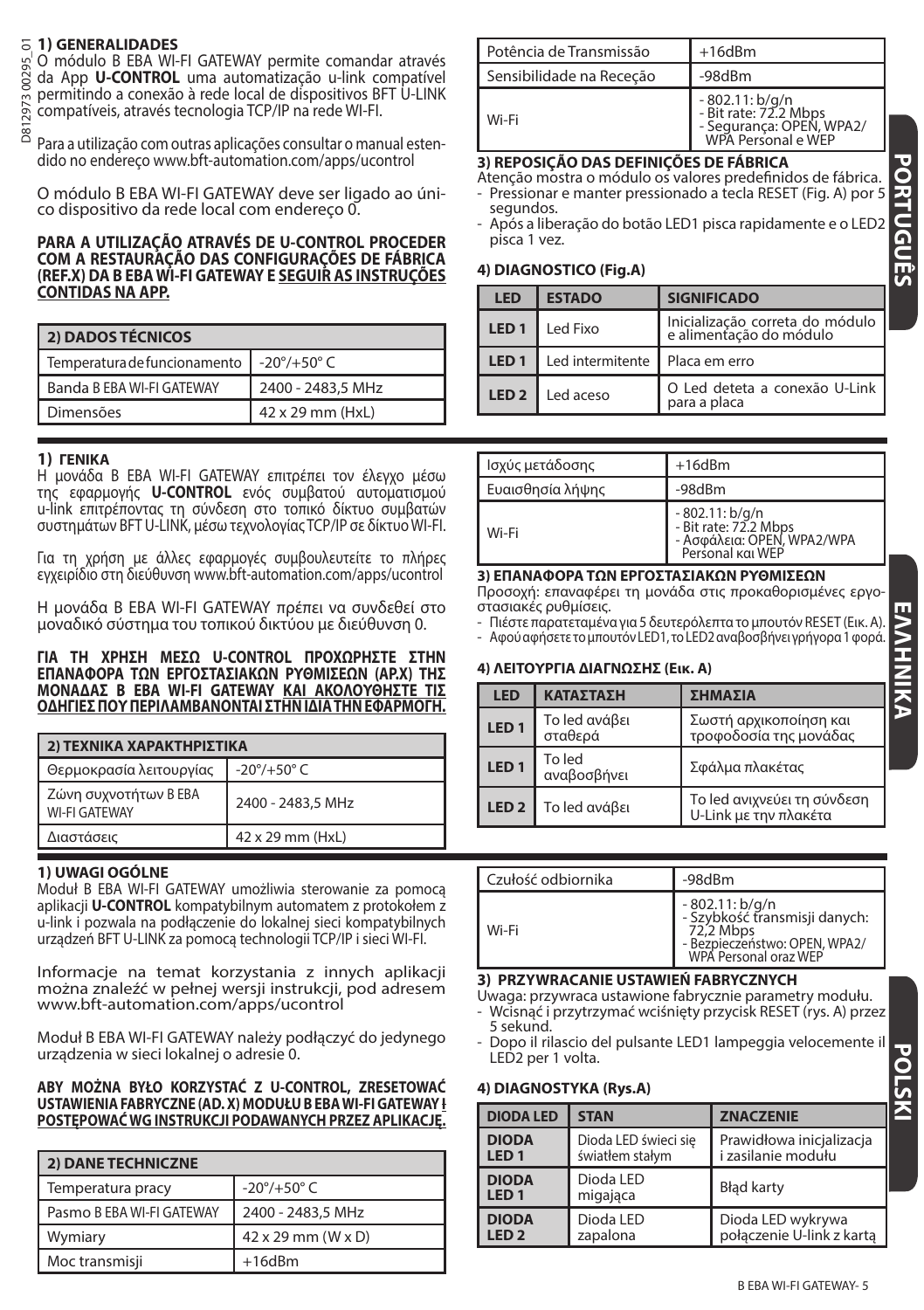D812973 00295_01

## 1) GENERALIDADES

O módulo B EBA WI-FI GATEWAY permite comandar através da App **U-CONTROL** uma automatização u-link compatível permitindo a conexão à rede local de dispositivos BFT U-LINK compatíveis, através tecnologia TCP/IP na rede WI-FI.

Para a utilização com outras aplicações consultar o manual estendido no endereço www.bft-automation.com/apps/ucontrol

O módulo B EBA WI-FI GATEWAY deve ser ligado ao único dispositivo da rede local com endereço 0.

**PARA A UTILIZAÇÃO ATRAVÉS DE U-CONTROL PROCEDER COM A RESTAURAÇÃO DAS CONFIGURAÇÕES DE FÁBRICA (REF.X) DA B EBA WI-FI GATEWAY E SEGUIR AS INSTRUÇÕES CONTIDAS NA APP.**

| 2) DADOS TÉCNICOS | |
|---|---|
| Temperatura de funcionamento | -20°/+50° C |
| Banda B EBA WI-FI GATEWAY | 2400 - 2483,5 MHz |
| Dimensões | 42 x 29 mm (HxL) |
| Potência de Transmissão | +16dBm |
| Sensibilidade na Receção | -98dBm |
| Wi-Fi | - 802.11: b/g/n<br>- Bit rate: 72.2 Mbps<br>- Segurança: OPEN, WPA2/WPA Personal e WEP |

## 3) REPOSIÇÃO DAS DEFINIÇÕES DE FÁBRICA

Atenção mostra o módulo os valores predefinidos de fábrica.
- Pressionar e manter pressionado a tecla RESET (Fig. A) por 5 segundos.
- Após a liberação do botão LED1 pisca rapidamente e o LED2 pisca 1 vez.

## 4) DIAGNOSTICO (Fig.A)

| LED | ESTADO | SIGNIFICADO |
|---|---|---|
| LED 1 | Led Fixo | Inicialização correta do módulo e alimentação do módulo |
| LED 1 | Led intermitente | Placa em erro |
| LED 2 | Led aceso | O Led deteta a conexão U-Link para a placa |

PORTUGUÊS

## 1) ΓΕΝΙΚΑ

Η μονάδα B EBA WI-FI GATEWAY επιτρέπει τον έλεγχο μέσω της εφαρμογής **U-CONTROL** ενός συμβατού αυτοματισμού u-link επιτρέποντας τη σύνδεση στο τοπικό δίκτυο συμβατών συστημάτων BFT U-LINK, μέσω τεχνολογίας TCP/IP σε δίκτυο WI-FI.

Για τη χρήση με άλλες εφαρμογές συμβουλευτείτε το πλήρες εγχειρίδιο στη διεύθυνση www.bft-automation.com/apps/ucontrol

Η μονάδα B EBA WI-FI GATEWAY πρέπει να συνδεθεί στο μοναδικό σύστημα του τοπικού δικτύου με διεύθυνση 0.

**ΓΙΑ ΤΗ ΧΡΗΣΗ ΜΕΣΩ U-CONTROL ΠΡΟΧΩΡΗΣΤΕ ΣΤΗΝ ΕΠΑΝΑΦΟΡΑ ΤΩΝ ΕΡΓΟΣΤΑΣΙΑΚΩΝ ΡΥΘΜΙΣΕΩΝ (ΑΡ.Χ) ΤΗΣ ΜΟΝΑΔΑΣ B EBA WI-FI GATEWAY ΚΑΙ ΑΚΟΛΟΥΘΗΣΤΕ ΤΙΣ ΟΔΗΓΙΕΣ ΠΟΥ ΠΕΡΙΛΑΜΒΑΝΟΝΤΑΙ ΣΤΗΝ ΙΔΙΑ ΤΗΝ ΕΦΑΡΜΟΓΗ.**

| 2) ΤΕΧΝΙΚΑ ΧΑΡΑΚΤΗΡΙΣΤΙΚΑ | |
|---|---|
| Θερμοκρασία λειτουργίας | -20°/+50° C |
| Ζώνη συχνοτήτων B EBA WI-FI GATEWAY | 2400 - 2483,5 MHz |
| Διαστάσεις | 42 x 29 mm (HxL) |
| Ισχύς μετάδοσης | +16dBm |
| Ευαισθησία λήψης | -98dBm |
| Wi-Fi | - 802.11: b/g/n<br>- Bit rate: 72.2 Mbps<br>- Ασφάλεια: OPEN, WPA2/WPA Personal και WEP |

## 3) ΕΠΑΝΑΦΟΡΑ ΤΩΝ ΕΡΓΟΣΤΑΣΙΑΚΩΝ ΡΥΘΜΙΣΕΩΝ

Προσοχή: επαναφέρει τη μονάδα στις προκαθορισμένες εργοστασιακές ρυθμίσεις.
- Πιέστε παρατεταμένα για 5 δευτερόλεπτα το μπουτόν RESET (Εικ. A).
- Αφού αφήσετε το μπουτόν LED1, το LED2 αναβοσβήνει γρήγορα 1 φορά.

## 4) ΛΕΙΤΟΥΡΓΙΑ ΔΙΑΓΝΩΣΗΣ (Εικ. A)

| LED | ΚΑΤΑΣΤΑΣΗ | ΣΗΜΑΣΙΑ |
|---|---|---|
| LED 1 | Το led ανάβει σταθερά | Σωστή αρχικοποίηση και τροφοδοσία της μονάδας |
| LED 1 | Το led αναβοσβήνει | Σφάλμα πλακέτας |
| LED 2 | Το led ανάβει | Το led ανιχνεύει τη σύνδεση U-Link με την πλακέτα |

ΕΛΛΗΝΙΚΑ

## 1) UWAGI OGÓLNE

Moduł B EBA WI-FI GATEWAY umożliwia sterowanie za pomocą aplikacji **U-CONTROL** kompatybilnym automatem z protokołem z u-link i pozwala na podłączenie do lokalnej sieci kompatybilnych urządzeń BFT U-LINK za pomocą technologii TCP/IP i sieci WI-FI.

Informacje na temat korzystania z innych aplikacji można znaleźć w pełnej wersji instrukcji, pod adresem www.bft-automation.com/apps/ucontrol

Moduł B EBA WI-FI GATEWAY należy podłączyć do jedynego urządzenia w sieci lokalnej o adresie 0.

**ABY MOŻNA BYŁO KORZYSTAĆ Z U-CONTROL, ZRESETOWAĆ USTAWIENIA FABRYCZNE (AD. X) MODUŁU B EBA WI-FI GATEWAY I POSTĘPOWAĆ WG INSTRUKCJI PODAWANYCH PRZEZ APLIKACJĘ.**

| 2) DANE TECHNICZNE | |
|---|---|
| Temperatura pracy | -20°/+50° C |
| Pasmo B EBA WI-FI GATEWAY | 2400 - 2483,5 MHz |
| Wymiary | 42 x 29 mm (W x D) |
| Moc transmisji | +16dBm |
| Czułość odbiornika | -98dBm |
| Wi-Fi | - 802.11: b/g/n<br>- Szybkość transmisji danych: 72,2 Mbps<br>- Bezpieczeństwo: OPEN, WPA2/WPA Personal oraz WEP |

## 3) PRZYWRACANIE USTAWIEŃ FABRYCZNYCH

Uwaga: przywraca ustawione fabrycznie parametry modułu.
- Wcisnąć i przytrzymać wciśnięty przycisk RESET (rys. A) przez 5 sekund.
- Dopo il rilascio del pulsante LED1 lampeggia velocemente il LED2 per 1 volta.

## 4) DIAGNOSTYKA (Rys.A)

| DIODA LED | STAN | ZNACZENIE |
|---|---|---|
| DIODA LED 1 | Dioda LED świeci się światłem stałym | Prawidłowa inicjalizacja i zasilanie modułu |
| DIODA LED 1 | Dioda LED migająca | Błąd karty |
| DIODA LED 2 | Dioda LED zapalona | Dioda LED wykrywa połączenie U-link z kartą |

POLSKI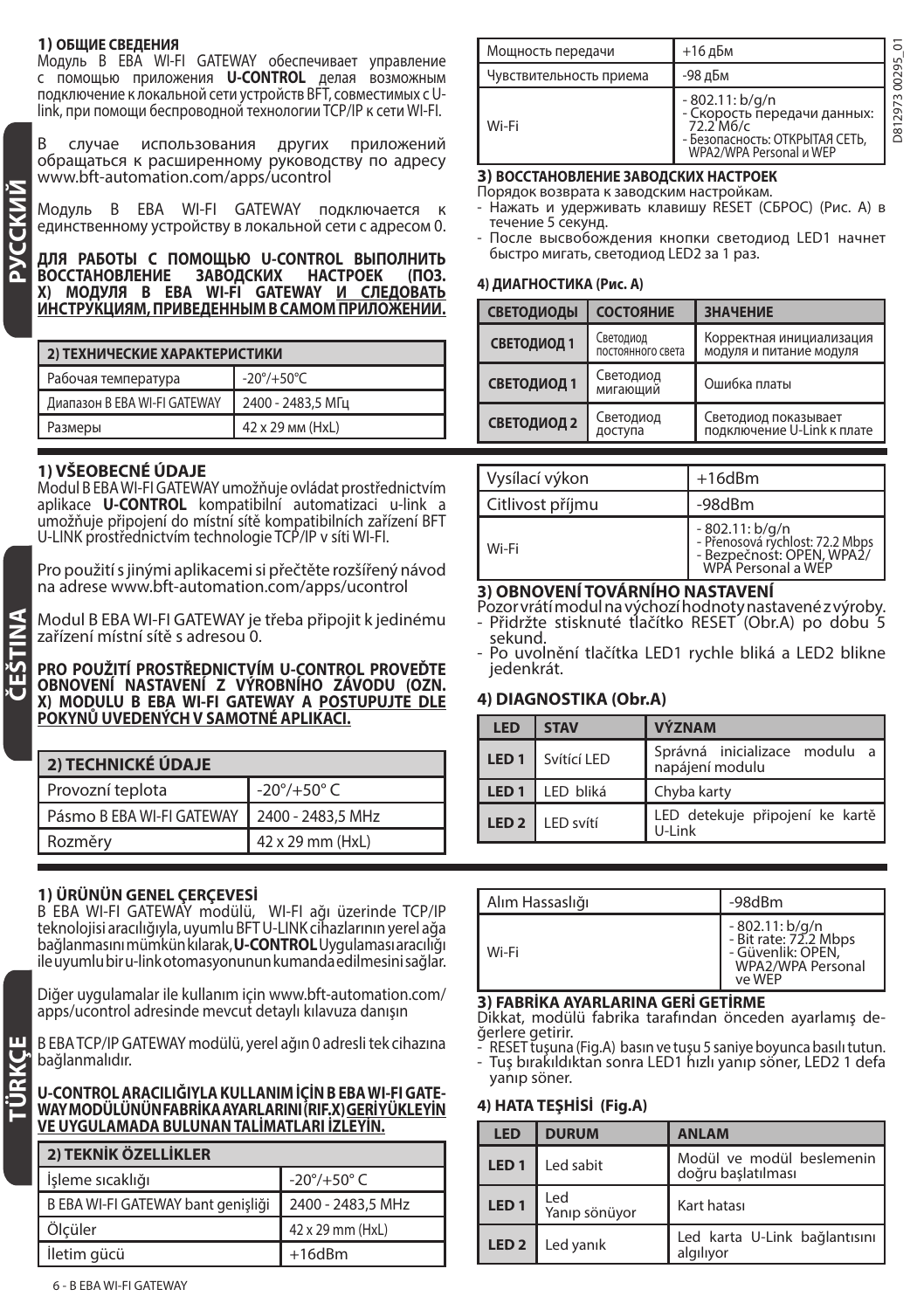РУССКИЙ

## 1) ОБЩИЕ СВЕДЕНИЯ

Модуль B EBA WI-FI GATEWAY обеспечивает управление с помощью приложения **U-CONTROL** делая возможным подключение к локальной сети устройств BFT, совместимых с U-link, при помощи беспроводной технологии TCP/IP к сети WI-FI.

В случае использования других приложений обращаться к расширенному руководству по адресу www.bft-automation.com/apps/ucontrol

Модуль B EBA WI-FI GATEWAY подключается к единственному устройству в локальной сети с адресом 0.

**ДЛЯ РАБОТЫ С ПОМОЩЬЮ U-CONTROL ВЫПОЛНИТЬ ВОССТАНОВЛЕНИЕ ЗАВОДСКИХ НАСТРОЕК (ПОЗ. X) МОДУЛЯ B EBA WI-FI GATEWAY И СЛЕДОВАТЬ ИНСТРУКЦИЯМ, ПРИВЕДЕННЫМ В САМОМ ПРИЛОЖЕНИИ.**

| 2) ТЕХНИЧЕСКИЕ ХАРАКТЕРИСТИКИ | |
|---|---|
| Рабочая температура | -20°/+50°C |
| Диапазон B EBA WI-FI GATEWAY | 2400 - 2483,5 МГц |
| Размеры | 42 x 29 мм (HxL) |
| Мощность передачи | +16 дБм |
| Чувствительность приема | -98 дБм |
| Wi-Fi | - 802.11: b/g/n<br>- Скорость передачи данных: 72.2 Мб/с<br>- Безопасность: ОТКРЫТАЯ СЕТЬ, WPA2/WPA Personal и WEP |

## 3) ВОССТАНОВЛЕНИЕ ЗАВОДСКИХ НАСТРОЕК

Порядок возврата к заводским настройкам.
- Нажать и удерживать клавишу RESET (СБРОС) (Рис. A) в течение 5 секунд.
- После высвобождения кнопки светодиод LED1 начнет быстро мигать, светодиод LED2 за 1 раз.

## 4) ДИАГНОСТИКА (Рис. A)

| СВЕТОДИОДЫ | СОСТОЯНИЕ | ЗНАЧЕНИЕ |
|---|---|---|
| СВЕТОДИОД 1 | Светодиод постоянного света | Корректная инициализация модуля и питание модуля |
| СВЕТОДИОД 1 | Светодиод мигающий | Ошибка платы |
| СВЕТОДИОД 2 | Светодиод доступа | Светодиод показывает подключение U-Link к плате |

ČEŠTINA

## 1) VŠEOBECNÉ ÚDAJE

Modul B EBA WI-FI GATEWAY umožňuje ovládat prostřednictvím aplikace **U-CONTROL** kompatibilní automatizaci u-link a umožňuje připojení do místní sítě kompatibilních zařízení BFT U-LINK prostřednictvím technologie TCP/IP v síti WI-FI.

Pro použití s jinými aplikacemi si přečtěte rozšířený návod na adrese www.bft-automation.com/apps/ucontrol

Modul B EBA WI-FI GATEWAY je třeba připojit k jedinému zařízení místní sítě s adresou 0.

**PRO POUŽITÍ PROSTŘEDNICTVÍM U-CONTROL PROVEĎTE OBNOVENÍ NASTAVENÍ Z VÝROBNÍHO ZÁVODU (OZN. X) MODULU B EBA WI-FI GATEWAY A POSTUPUJTE DLE POKYNŮ UVEDENÝCH V SAMOTNÉ APLIKACI.**

| 2) TECHNICKÉ ÚDAJE | |
|---|---|
| Provozní teplota | -20°/+50° C |
| Pásmo B EBA WI-FI GATEWAY | 2400 - 2483,5 MHz |
| Rozměry | 42 x 29 mm (HxL) |
| Vysílací výkon | +16dBm |
| Citlivost příjmu | -98dBm |
| Wi-Fi | - 802.11: b/g/n<br>- Přenosová rychlost: 72.2 Mbps<br>- Bezpečnost: OPEN, WPA2/WPA Personal a WEP |

## 3) OBNOVENÍ TOVÁRNÍHO NASTAVENÍ

Pozor vrátí modul na výchozí hodnoty nastavené z výroby.
- Přidržte stisknuté tlačítko RESET (Obr.A) po dobu 5 sekund.
- Po uvolnění tlačítka LED1 rychle bliká a LED2 blikne jedenkrát.

## 4) DIAGNOSTIKA (Obr.A)

| LED | STAV | VÝZNAM |
|---|---|---|
| LED 1 | Svítící LED | Správná inicializace modulu a napájení modulu |
| LED 1 | LED bliká | Chyba karty |
| LED 2 | LED svítí | LED detekuje připojení ke kartě U-Link |

TÜRKÇE

## 1) ÜRÜNÜN GENEL ÇERÇEVESİ

B EBA WI-FI GATEWAY modülü, WI-FI ağı üzerinde TCP/IP teknolojisi aracılığıyla, uyumlu BFT U-LINK cihazlarının yerel ağa bağlanmasını mümkün kılarak, **U-CONTROL** Uygulaması aracılığı ile uyumlu bir u-link otomasyonunun kumanda edilmesini sağlar.

Diğer uygulamalar ile kullanım için www.bft-automation.com/apps/ucontrol adresinde mevcut detaylı kılavuza danışın

B EBA TCP/IP GATEWAY modülü, yerel ağın 0 adresli tek cihazına bağlanmalıdır.

**U-CONTROL ARACILIĞIYLA KULLANIM İÇİN B EBA WI-FI GATEWAY MODÜLÜNÜN FABRİKA AYARLARINI (RIF.X) GERİ YÜKLEYİN VE UYGULAMADA BULUNAN TALİMATLARI İZLEYİN.**

| 2) TEKNİK ÖZELLİKLER | |
|---|---|
| İşleme sıcaklığı | -20°/+50° C |
| B EBA WI-FI GATEWAY bant genişliği | 2400 - 2483,5 MHz |
| Ölçüler | 42 x 29 mm (HxL) |
| İletim gücü | +16dBm |
| Alım Hassaslığı | -98dBm |
| Wi-Fi | - 802.11: b/g/n<br>- Bit rate: 72.2 Mbps<br>- Güvenlik: OPEN, WPA2/WPA Personal ve WEP |

## 3) FABRİKA AYARLARINA GERİ GETİRME

Dikkat, modülü fabrika tarafından önceden ayarlamış değerlere getirir.
- RESET tuşuna (Fig.A) basın ve tuşu 5 saniye boyunca basılı tutun.
- Tuş bırakıldıktan sonra LED1 hızlı yanıp söner, LED2 1 defa yanıp söner.

## 4) HATA TEŞHİSİ (Fig.A)

| LED | DURUM | ANLAM |
|---|---|---|
| LED 1 | Led sabit | Modül ve modül beslemenin doğru başlatılması |
| LED 1 | Led Yanıp sönüyor | Kart hatası |
| LED 2 | Led yanık | Led karta U-Link bağlantısını algılıyor |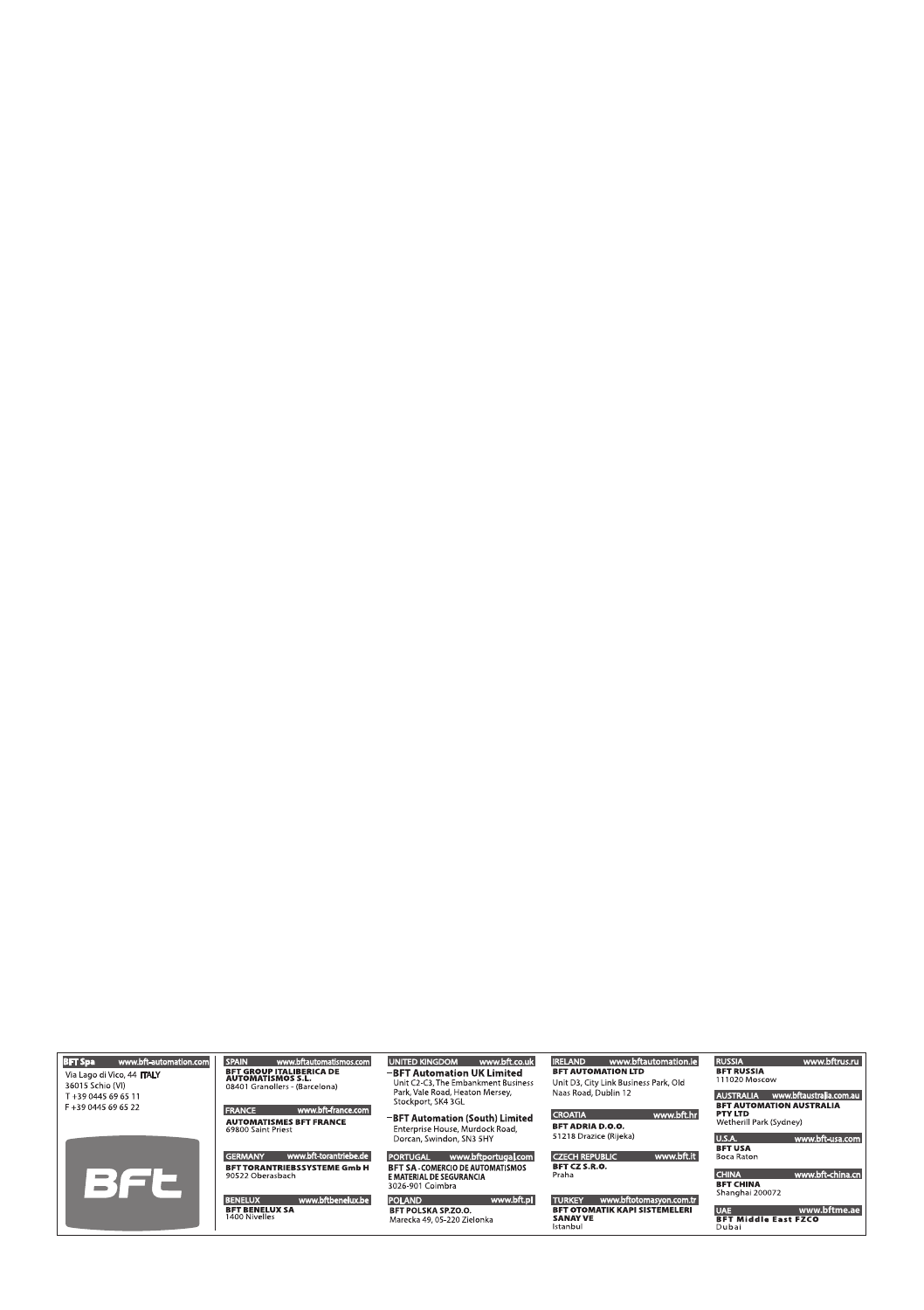**BFT Spa** www.bft-automation.com
Via Lago di Vico, 44 **ITALY**
36015 Schio (VI)
T +39 0445 69 65 11
F +39 0445 69 65 22

BFT

**SPAIN** www.bftautomatismos.com
**BFT GROUP ITALIBERICA DE AUTOMATISMOS S.L.**
08401 Granollers - (Barcelona)

**FRANCE** www.bft-france.com
**AUTOMATISMES BFT FRANCE**
69800 Saint Priest

**GERMANY** www.bft-torantriebe.de
**BFT TORANTRIEBSSYSTEME Gmb H**
90522 Oberasbach

**BENELUX** www.bftbenelux.be
**BFT BENELUX SA**
1400 Nivelles

**UNITED KINGDOM** www.bft.co.uk
- **BFT Automation UK Limited**
Unit C2-C3, The Embankment Business Park, Vale Road, Heaton Mersey, Stockport, SK4 3GL
- **BFT Automation (South) Limited**
Enterprise House, Murdock Road, Dorcan, Swindon, SN3 5HY

**PORTUGAL** www.bftportugal.com
**BFT SA - COMERCIO DE AUTOMATISMOS E MATERIAL DE SEGURANCIA**
3026-901 Coimbra

**POLAND** www.bft.pl
**BFT POLSKA SP.ZO.O.**
Marecka 49, 05-220 Zielonka

**IRELAND** www.bftautomation.ie
**BFT AUTOMATION LTD**
Unit D3, City Link Business Park, Old Naas Road, Dublin 12

**CROATIA** www.bft.hr
**BFT ADRIA D.O.O.**
51218 Drazice (Rijeka)

**CZECH REPUBLIC** www.bft.it
**BFT CZ S.R.O.**
Praha

**TURKEY** www.bftotomasyon.com.tr
**BFT OTOMATIK KAPI SISTEMELERI SANAY VE**
Istanbul

**RUSSIA** www.bftrus.ru
**BFT RUSSIA**
111020 Moscow

**AUSTRALIA** www.bftaustralia.com.au
**BFT AUTOMATION AUSTRALIA PTY LTD**
Wetherill Park (Sydney)

**U.S.A.** www.bft-usa.com
**BFT USA**
Boca Raton

**CHINA** www.bft-china.cn
**BFT CHINA**
Shanghai 200072

**UAE** www.bftme.ae
**BFT Middle East FZCO**
Dubai